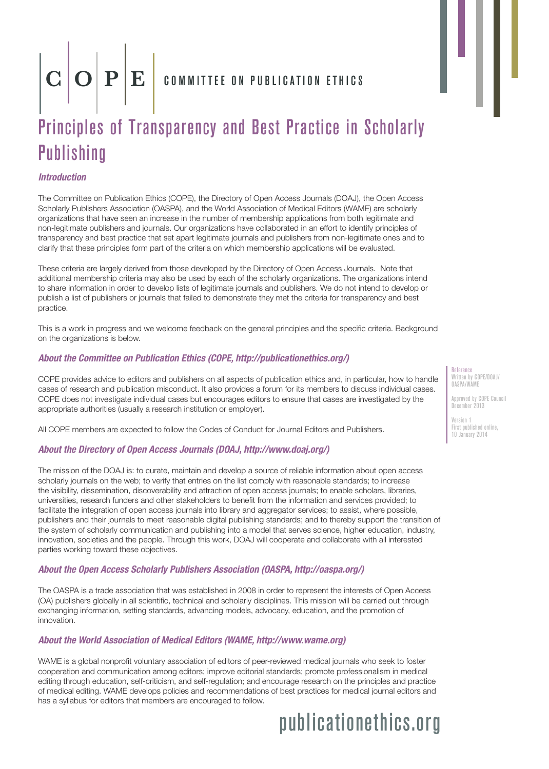C | O | P | E COMMITTEE ON PUBLICATION ETHICS

# Principles of Transparency and Best Practice in Scholarly Publishing

### *Introduction*

The Committee on Publication Ethics (COPE), the Directory of Open Access Journals (DOAJ), the Open Access Scholarly Publishers Association (OASPA), and the World Association of Medical Editors (WAME) are scholarly organizations that have seen an increase in the number of membership applications from both legitimate and non-legitimate publishers and journals. Our organizations have collaborated in an effort to identify principles of transparency and best practice that set apart legitimate journals and publishers from non-legitimate ones and to clarify that these principles form part of the criteria on which membership applications will be evaluated.

These criteria are largely derived from those developed by the Directory of Open Access Journals. Note that additional membership criteria may also be used by each of the scholarly organizations. The organizations intend to share information in order to develop lists of legitimate journals and publishers. We do not intend to develop or publish a list of publishers or journals that failed to demonstrate they met the criteria for transparency and best practice.

This is a work in progress and we welcome feedback on the general principles and the specific criteria. Background on the organizations is below.

### *About the Committee on Publication Ethics (COPE, http://publicationethics.org/)*

COPE provides advice to editors and publishers on all aspects of publication ethics and, in particular, how to handle cases of research and publication misconduct. It also provides a forum for its members to discuss individual cases. COPE does not investigate individual cases but encourages editors to ensure that cases are investigated by the appropriate authorities (usually a research institution or employer).

All COPE members are expected to follow the Codes of Conduct for Journal Editors and Publishers.

Reference
Written by COPE/DOAJ/OASPA/WAME

Approved by COPE Council December 2013

Version 1
First published online, 10 January 2014

### *About the Directory of Open Access Journals (DOAJ, http://www.doaj.org/)*

The mission of the DOAJ is: to curate, maintain and develop a source of reliable information about open access scholarly journals on the web; to verify that entries on the list comply with reasonable standards; to increase the visibility, dissemination, discoverability and attraction of open access journals; to enable scholars, libraries, universities, research funders and other stakeholders to benefit from the information and services provided; to facilitate the integration of open access journals into library and aggregator services; to assist, where possible, publishers and their journals to meet reasonable digital publishing standards; and to thereby support the transition of the system of scholarly communication and publishing into a model that serves science, higher education, industry, innovation, societies and the people. Through this work, DOAJ will cooperate and collaborate with all interested parties working toward these objectives.

### *About the Open Access Scholarly Publishers Association (OASPA, http://oaspa.org/)*

The OASPA is a trade association that was established in 2008 in order to represent the interests of Open Access (OA) publishers globally in all scientific, technical and scholarly disciplines. This mission will be carried out through exchanging information, setting standards, advancing models, advocacy, education, and the promotion of innovation.

### *About the World Association of Medical Editors (WAME, http://www.wame.org)*

WAME is a global nonprofit voluntary association of editors of peer-reviewed medical journals who seek to foster cooperation and communication among editors; improve editorial standards; promote professionalism in medical editing through education, self-criticism, and self-regulation; and encourage research on the principles and practice of medical editing. WAME develops policies and recommendations of best practices for medical journal editors and has a syllabus for editors that members are encouraged to follow.

publicationethics.org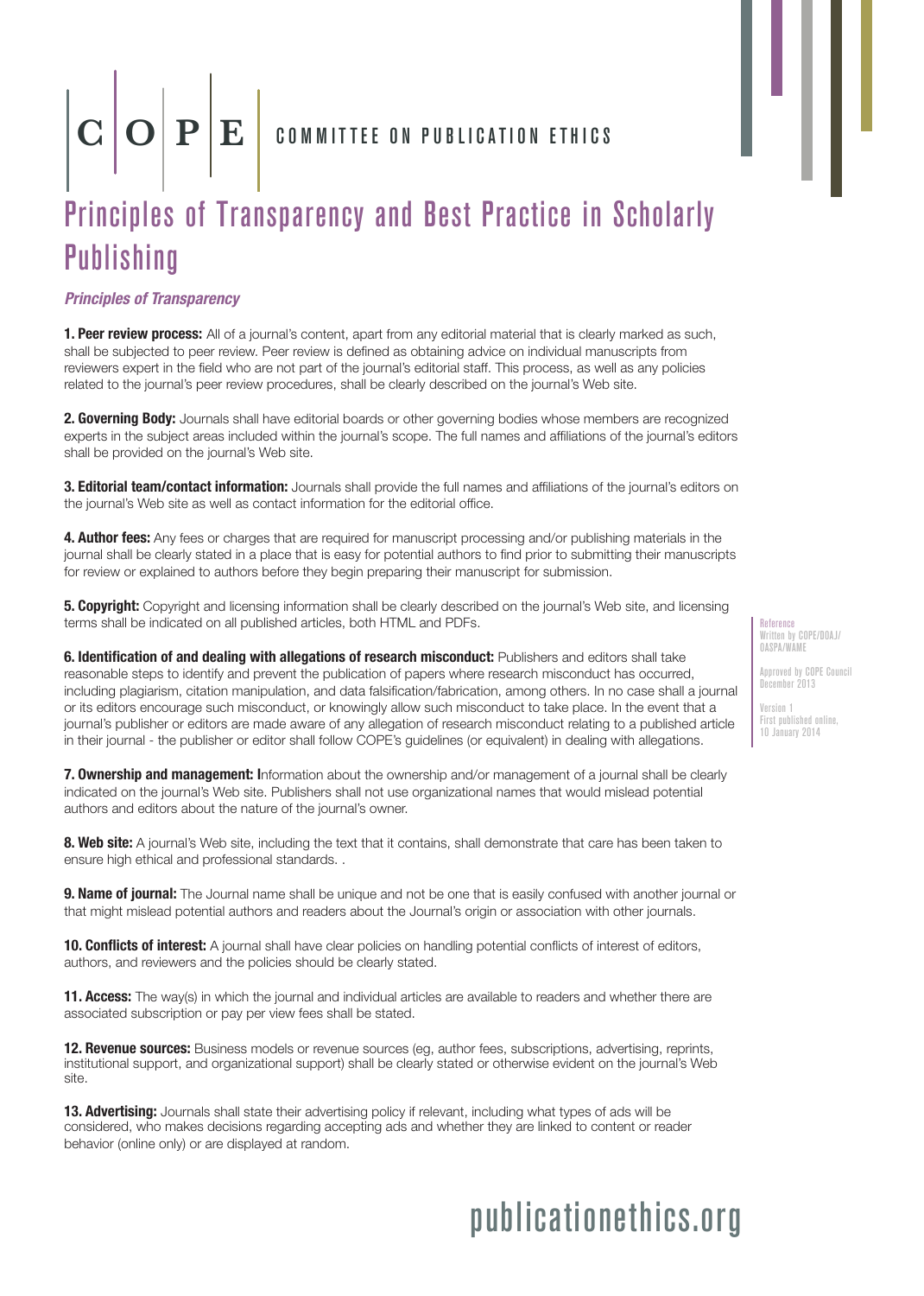C | O | P | E COMMITTEE ON PUBLICATION ETHICS

# Principles of Transparency and Best Practice in Scholarly Publishing

***Principles of Transparency***

**1. Peer review process:** All of a journal's content, apart from any editorial material that is clearly marked as such, shall be subjected to peer review. Peer review is defined as obtaining advice on individual manuscripts from reviewers expert in the field who are not part of the journal's editorial staff. This process, as well as any policies related to the journal's peer review procedures, shall be clearly described on the journal's Web site.

**2. Governing Body:** Journals shall have editorial boards or other governing bodies whose members are recognized experts in the subject areas included within the journal's scope. The full names and affiliations of the journal's editors shall be provided on the journal's Web site.

**3. Editorial team/contact information:** Journals shall provide the full names and affiliations of the journal's editors on the journal's Web site as well as contact information for the editorial office.

**4. Author fees:** Any fees or charges that are required for manuscript processing and/or publishing materials in the journal shall be clearly stated in a place that is easy for potential authors to find prior to submitting their manuscripts for review or explained to authors before they begin preparing their manuscript for submission.

**5. Copyright:** Copyright and licensing information shall be clearly described on the journal's Web site, and licensing terms shall be indicated on all published articles, both HTML and PDFs.

**6. Identification of and dealing with allegations of research misconduct:** Publishers and editors shall take reasonable steps to identify and prevent the publication of papers where research misconduct has occurred, including plagiarism, citation manipulation, and data falsification/fabrication, among others. In no case shall a journal or its editors encourage such misconduct, or knowingly allow such misconduct to take place. In the event that a journal's publisher or editors are made aware of any allegation of research misconduct relating to a published article in their journal - the publisher or editor shall follow COPE's guidelines (or equivalent) in dealing with allegations.

**7. Ownership and management: I**nformation about the ownership and/or management of a journal shall be clearly indicated on the journal's Web site. Publishers shall not use organizational names that would mislead potential authors and editors about the nature of the journal's owner.

**8. Web site:** A journal's Web site, including the text that it contains, shall demonstrate that care has been taken to ensure high ethical and professional standards. .

**9. Name of journal:** The Journal name shall be unique and not be one that is easily confused with another journal or that might mislead potential authors and readers about the Journal's origin or association with other journals.

**10. Conflicts of interest:** A journal shall have clear policies on handling potential conflicts of interest of editors, authors, and reviewers and the policies should be clearly stated.

**11. Access:** The way(s) in which the journal and individual articles are available to readers and whether there are associated subscription or pay per view fees shall be stated.

**12. Revenue sources:** Business models or revenue sources (eg, author fees, subscriptions, advertising, reprints, institutional support, and organizational support) shall be clearly stated or otherwise evident on the journal's Web site.

**13. Advertising:** Journals shall state their advertising policy if relevant, including what types of ads will be considered, who makes decisions regarding accepting ads and whether they are linked to content or reader behavior (online only) or are displayed at random.

Reference
Written by COPE/DOAJ/OASPA/WAME

Approved by COPE Council December 2013

Version 1
First published online, 10 January 2014

publicationethics.org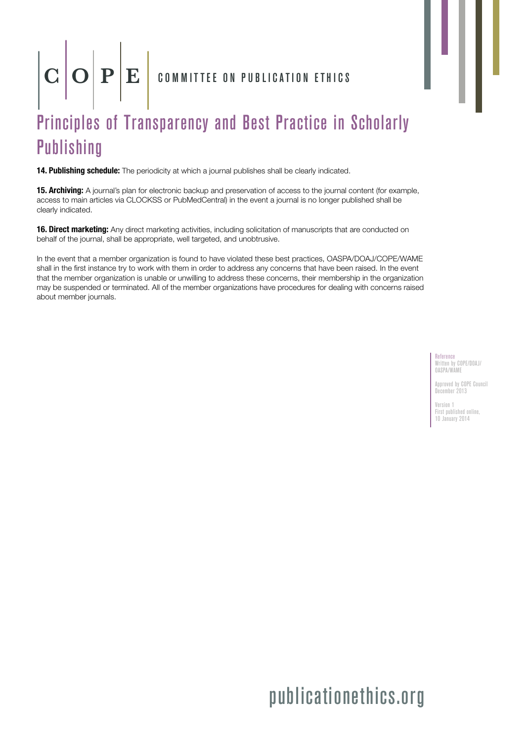COPE | COMMITTEE ON PUBLICATION ETHICS

# Principles of Transparency and Best Practice in Scholarly Publishing

**14. Publishing schedule:** The periodicity at which a journal publishes shall be clearly indicated.

**15. Archiving:** A journal's plan for electronic backup and preservation of access to the journal content (for example, access to main articles via CLOCKSS or PubMedCentral) in the event a journal is no longer published shall be clearly indicated.

**16. Direct marketing:** Any direct marketing activities, including solicitation of manuscripts that are conducted on behalf of the journal, shall be appropriate, well targeted, and unobtrusive.

In the event that a member organization is found to have violated these best practices, OASPA/DOAJ/COPE/WAME shall in the first instance try to work with them in order to address any concerns that have been raised. In the event that the member organization is unable or unwilling to address these concerns, their membership in the organization may be suspended or terminated. All of the member organizations have procedures for dealing with concerns raised about member journals.

Reference
Written by COPE/DOAJ/OASPA/WAME

Approved by COPE Council
December 2013

Version 1
First published online,
10 January 2014

publicationethics.org